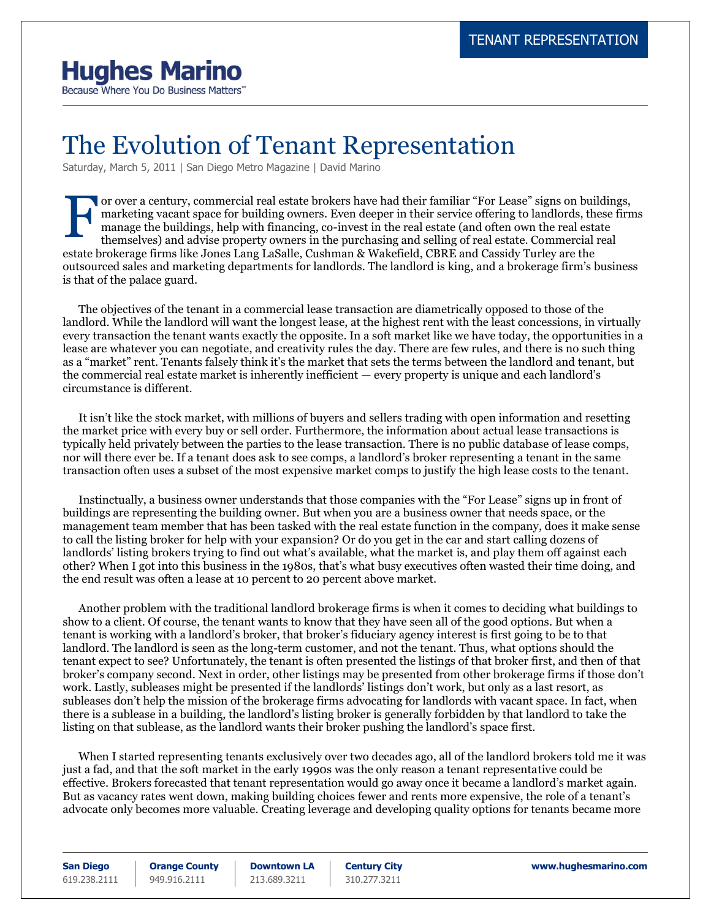TENANT REPRESENTATION

**Hughes Marino**
Because Where You Do Business Matters™

# The Evolution of Tenant Representation

Saturday, March 5, 2011 | San Diego Metro Magazine | David Marino

For over a century, commercial real estate brokers have had their familiar "For Lease" signs on buildings, marketing vacant space for building owners. Even deeper in their service offering to landlords, these firms manage the buildings, help with financing, co-invest in the real estate (and often own the real estate themselves) and advise property owners in the purchasing and selling of real estate. Commercial real estate brokerage firms like Jones Lang LaSalle, Cushman & Wakefield, CBRE and Cassidy Turley are the outsourced sales and marketing departments for landlords. The landlord is king, and a brokerage firm's business is that of the palace guard.

The objectives of the tenant in a commercial lease transaction are diametrically opposed to those of the landlord. While the landlord will want the longest lease, at the highest rent with the least concessions, in virtually every transaction the tenant wants exactly the opposite. In a soft market like we have today, the opportunities in a lease are whatever you can negotiate, and creativity rules the day. There are few rules, and there is no such thing as a "market" rent. Tenants falsely think it's the market that sets the terms between the landlord and tenant, but the commercial real estate market is inherently inefficient — every property is unique and each landlord's circumstance is different.

It isn't like the stock market, with millions of buyers and sellers trading with open information and resetting the market price with every buy or sell order. Furthermore, the information about actual lease transactions is typically held privately between the parties to the lease transaction. There is no public database of lease comps, nor will there ever be. If a tenant does ask to see comps, a landlord's broker representing a tenant in the same transaction often uses a subset of the most expensive market comps to justify the high lease costs to the tenant.

Instinctually, a business owner understands that those companies with the "For Lease" signs up in front of buildings are representing the building owner. But when you are a business owner that needs space, or the management team member that has been tasked with the real estate function in the company, does it make sense to call the listing broker for help with your expansion? Or do you get in the car and start calling dozens of landlords' listing brokers trying to find out what's available, what the market is, and play them off against each other? When I got into this business in the 1980s, that's what busy executives often wasted their time doing, and the end result was often a lease at 10 percent to 20 percent above market.

Another problem with the traditional landlord brokerage firms is when it comes to deciding what buildings to show to a client. Of course, the tenant wants to know that they have seen all of the good options. But when a tenant is working with a landlord's broker, that broker's fiduciary agency interest is first going to be to that landlord. The landlord is seen as the long-term customer, and not the tenant. Thus, what options should the tenant expect to see? Unfortunately, the tenant is often presented the listings of that broker first, and then of that broker's company second. Next in order, other listings may be presented from other brokerage firms if those don't work. Lastly, subleases might be presented if the landlords' listings don't work, but only as a last resort, as subleases don't help the mission of the brokerage firms advocating for landlords with vacant space. In fact, when there is a sublease in a building, the landlord's listing broker is generally forbidden by that landlord to take the listing on that sublease, as the landlord wants their broker pushing the landlord's space first.

When I started representing tenants exclusively over two decades ago, all of the landlord brokers told me it was just a fad, and that the soft market in the early 1990s was the only reason a tenant representative could be effective. Brokers forecasted that tenant representation would go away once it became a landlord's market again. But as vacancy rates went down, making building choices fewer and rents more expensive, the role of a tenant's advocate only becomes more valuable. Creating leverage and developing quality options for tenants became more

**San Diego** 619.238.2111 | **Orange County** 949.916.2111 | **Downtown LA** 213.689.3211 | **Century City** 310.277.3211 | **www.hughesmarino.com**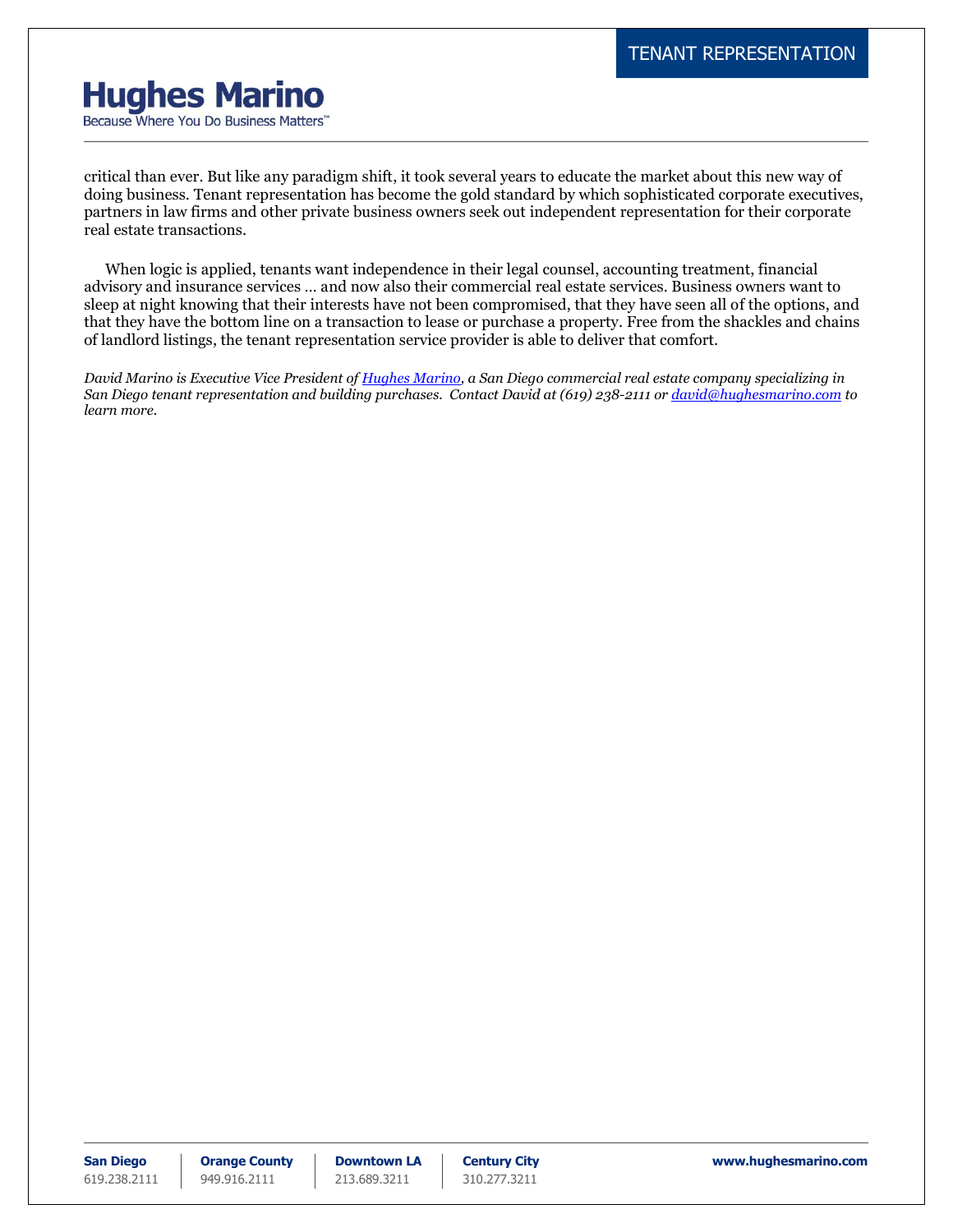critical than ever. But like any paradigm shift, it took several years to educate the market about this new way of doing business. Tenant representation has become the gold standard by which sophisticated corporate executives, partners in law firms and other private business owners seek out independent representation for their corporate real estate transactions.

When logic is applied, tenants want independence in their legal counsel, accounting treatment, financial advisory and insurance services … and now also their commercial real estate services. Business owners want to sleep at night knowing that their interests have not been compromised, that they have seen all of the options, and that they have the bottom line on a transaction to lease or purchase a property. Free from the shackles and chains of landlord listings, the tenant representation service provider is able to deliver that comfort.

*David Marino is Executive Vice President of [Hughes Marino](), a San Diego commercial real estate company specializing in San Diego tenant representation and building purchases. Contact David at (619) 238-2111 or [david@hughesmarino.com]() to learn more.*